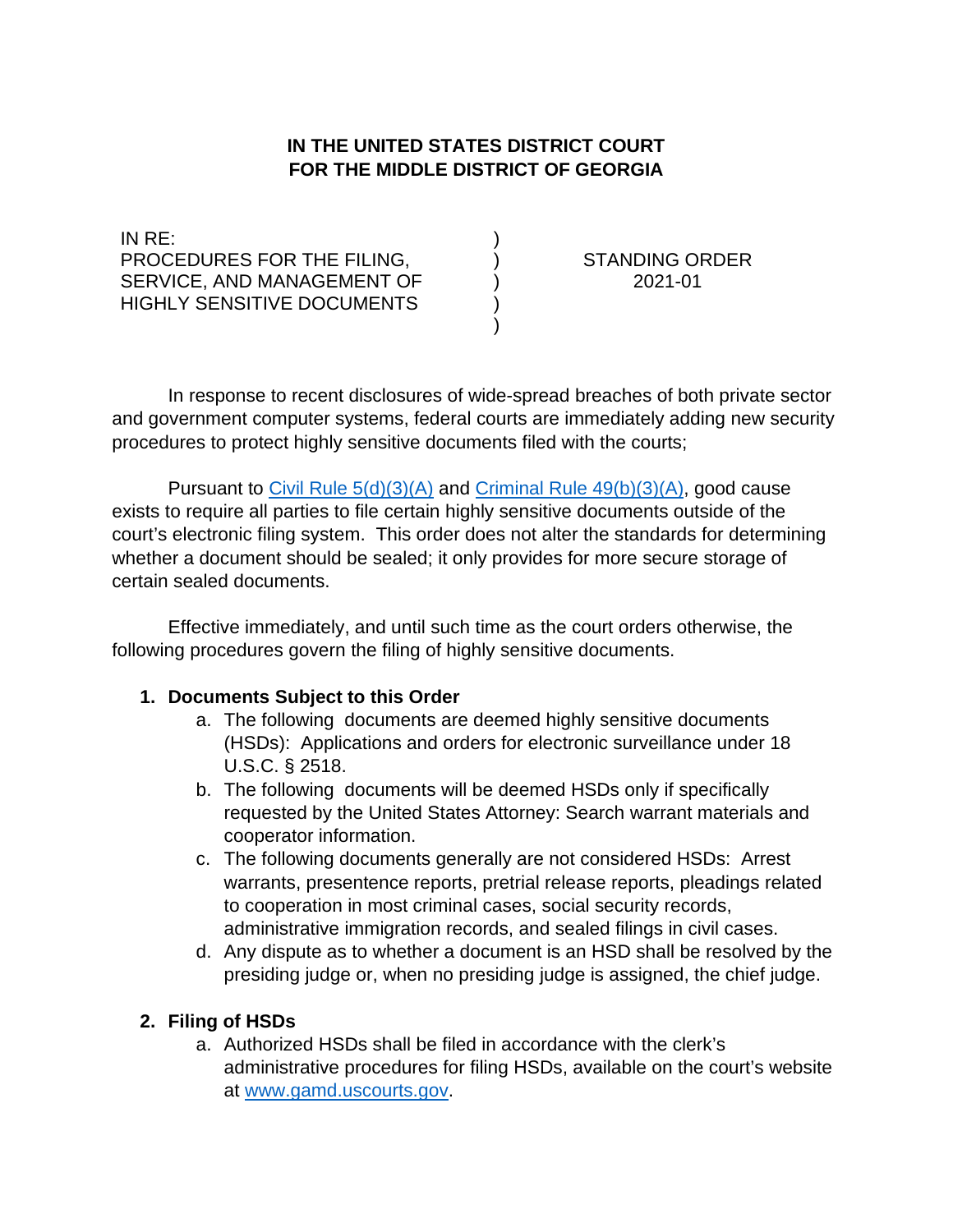**IN THE UNITED STATES DISTRICT COURT**
**FOR THE MIDDLE DISTRICT OF GEORGIA**

| | | |
|---|---|---|
| IN RE: | ) | |
| PROCEDURES FOR THE FILING, | ) | STANDING ORDER |
| SERVICE, AND MANAGEMENT OF | ) | 2021-01 |
| HIGHLY SENSITIVE DOCUMENTS | ) | |
| | ) | |

In response to recent disclosures of wide-spread breaches of both private sector and government computer systems, federal courts are immediately adding new security procedures to protect highly sensitive documents filed with the courts;

Pursuant to [Civil Rule 5(d)(3)(A)]() and [Criminal Rule 49(b)(3)(A)](), good cause exists to require all parties to file certain highly sensitive documents outside of the court's electronic filing system. This order does not alter the standards for determining whether a document should be sealed; it only provides for more secure storage of certain sealed documents.

Effective immediately, and until such time as the court orders otherwise, the following procedures govern the filing of highly sensitive documents.

1. **Documents Subject to this Order**
   a. The following documents are deemed highly sensitive documents (HSDs): Applications and orders for electronic surveillance under 18 U.S.C. § 2518.
   b. The following documents will be deemed HSDs only if specifically requested by the United States Attorney: Search warrant materials and cooperator information.
   c. The following documents generally are not considered HSDs: Arrest warrants, presentence reports, pretrial release reports, pleadings related to cooperation in most criminal cases, social security records, administrative immigration records, and sealed filings in civil cases.
   d. Any dispute as to whether a document is an HSD shall be resolved by the presiding judge or, when no presiding judge is assigned, the chief judge.

2. **Filing of HSDs**
   a. Authorized HSDs shall be filed in accordance with the clerk's administrative procedures for filing HSDs, available on the court's website at [www.gamd.uscourts.gov](www.gamd.uscourts.gov).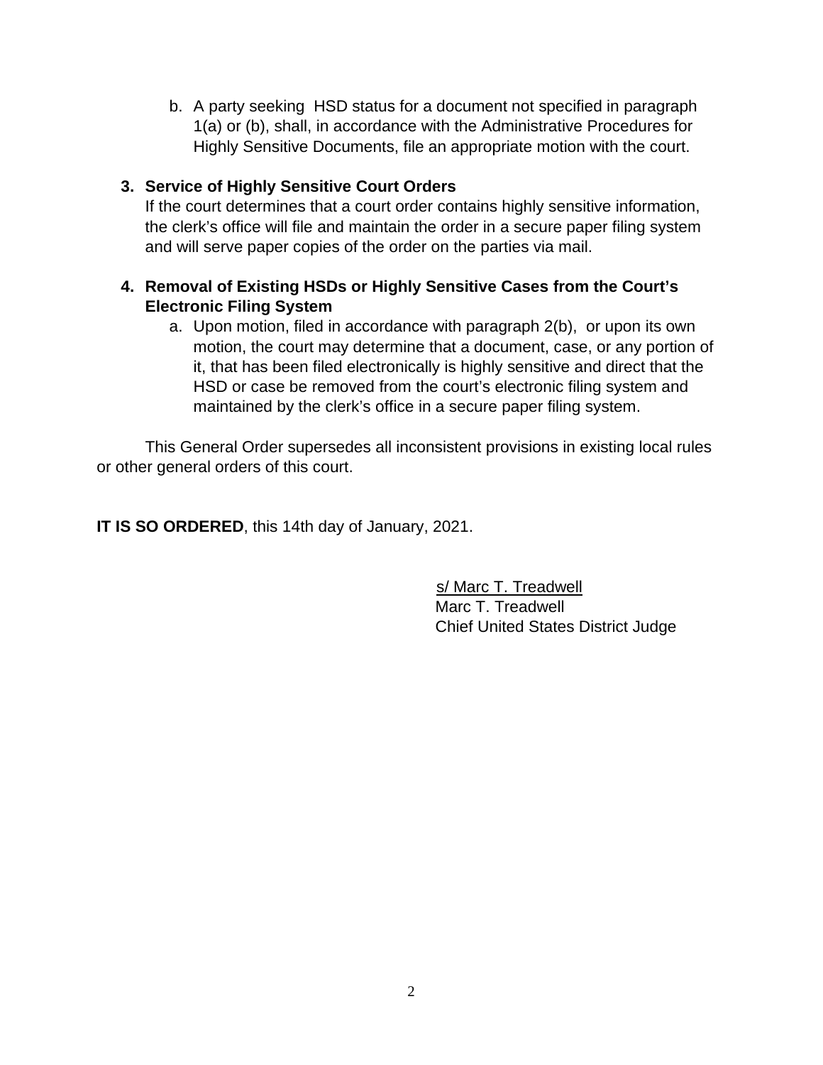b. A party seeking HSD status for a document not specified in paragraph 1(a) or (b), shall, in accordance with the Administrative Procedures for Highly Sensitive Documents, file an appropriate motion with the court.

**3. Service of Highly Sensitive Court Orders**

If the court determines that a court order contains highly sensitive information, the clerk's office will file and maintain the order in a secure paper filing system and will serve paper copies of the order on the parties via mail.

**4. Removal of Existing HSDs or Highly Sensitive Cases from the Court's Electronic Filing System**

a. Upon motion, filed in accordance with paragraph 2(b), or upon its own motion, the court may determine that a document, case, or any portion of it, that has been filed electronically is highly sensitive and direct that the HSD or case be removed from the court's electronic filing system and maintained by the clerk's office in a secure paper filing system.

This General Order supersedes all inconsistent provisions in existing local rules or other general orders of this court.

**IT IS SO ORDERED**, this 14th day of January, 2021.

s/ Marc T. Treadwell
Marc T. Treadwell
Chief United States District Judge